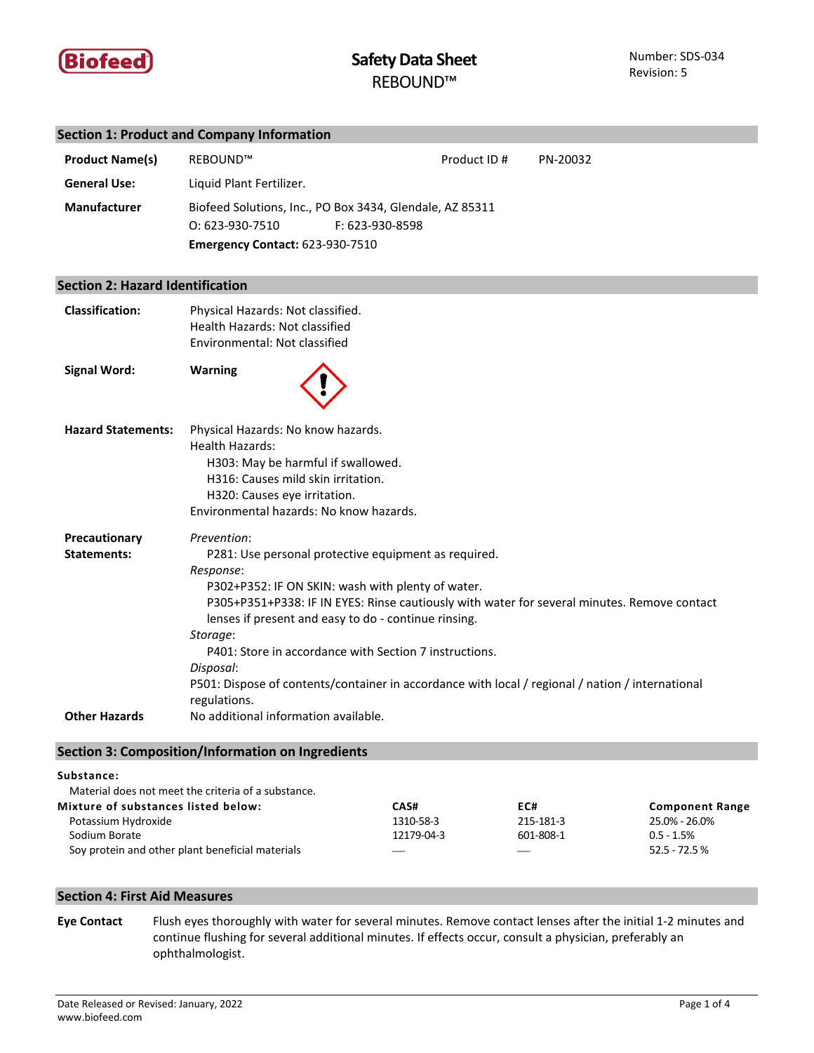# Safety Data Sheet
## REBOUND™

Number: SDS-034
Revision: 5

## Section 1: Product and Company Information

**Product Name(s)** REBOUND™ Product ID # PN-20032

**General Use:** Liquid Plant Fertilizer.

**Manufacturer** Biofeed Solutions, Inc., PO Box 3434, Glendale, AZ 85311
O: 623-930-7510 F: 623-930-8598
**Emergency Contact:** 623-930-7510

## Section 2: Hazard Identification

**Classification:**
Physical Hazards: Not classified.
Health Hazards: Not classified
Environmental: Not classified

**Signal Word:** **Warning**

**Hazard Statements:**
Physical Hazards: No know hazards.
Health Hazards:
- H303: May be harmful if swallowed.
- H316: Causes mild skin irritation.
- H320: Causes eye irritation.

Environmental hazards: No know hazards.

**Precautionary Statements:**
*Prevention*:
- P281: Use personal protective equipment as required.

*Response*:
- P302+P352: IF ON SKIN: wash with plenty of water.
- P305+P351+P338: IF IN EYES: Rinse cautiously with water for several minutes. Remove contact lenses if present and easy to do - continue rinsing.

*Storage*:
- P401: Store in accordance with Section 7 instructions.

*Disposal*:
P501: Dispose of contents/container in accordance with local / regional / nation / international regulations.

**Other Hazards** No additional information available.

## Section 3: Composition/Information on Ingredients

**Substance:**
Material does not meet the criteria of a substance.

| Mixture of substances listed below: | CAS# | EC# | Component Range |
|---|---|---|---|
| Potassium Hydroxide | 1310-58-3 | 215-181-3 | 25.0% - 26.0% |
| Sodium Borate | 12179-04-3 | 601-808-1 | 0.5 - 1.5% |
| Soy protein and other plant beneficial materials | — | — | 52.5 - 72.5 % |

## Section 4: First Aid Measures

**Eye Contact** Flush eyes thoroughly with water for several minutes. Remove contact lenses after the initial 1-2 minutes and continue flushing for several additional minutes. If effects occur, consult a physician, preferably an ophthalmologist.

Date Released or Revised: January, 2022
www.biofeed.com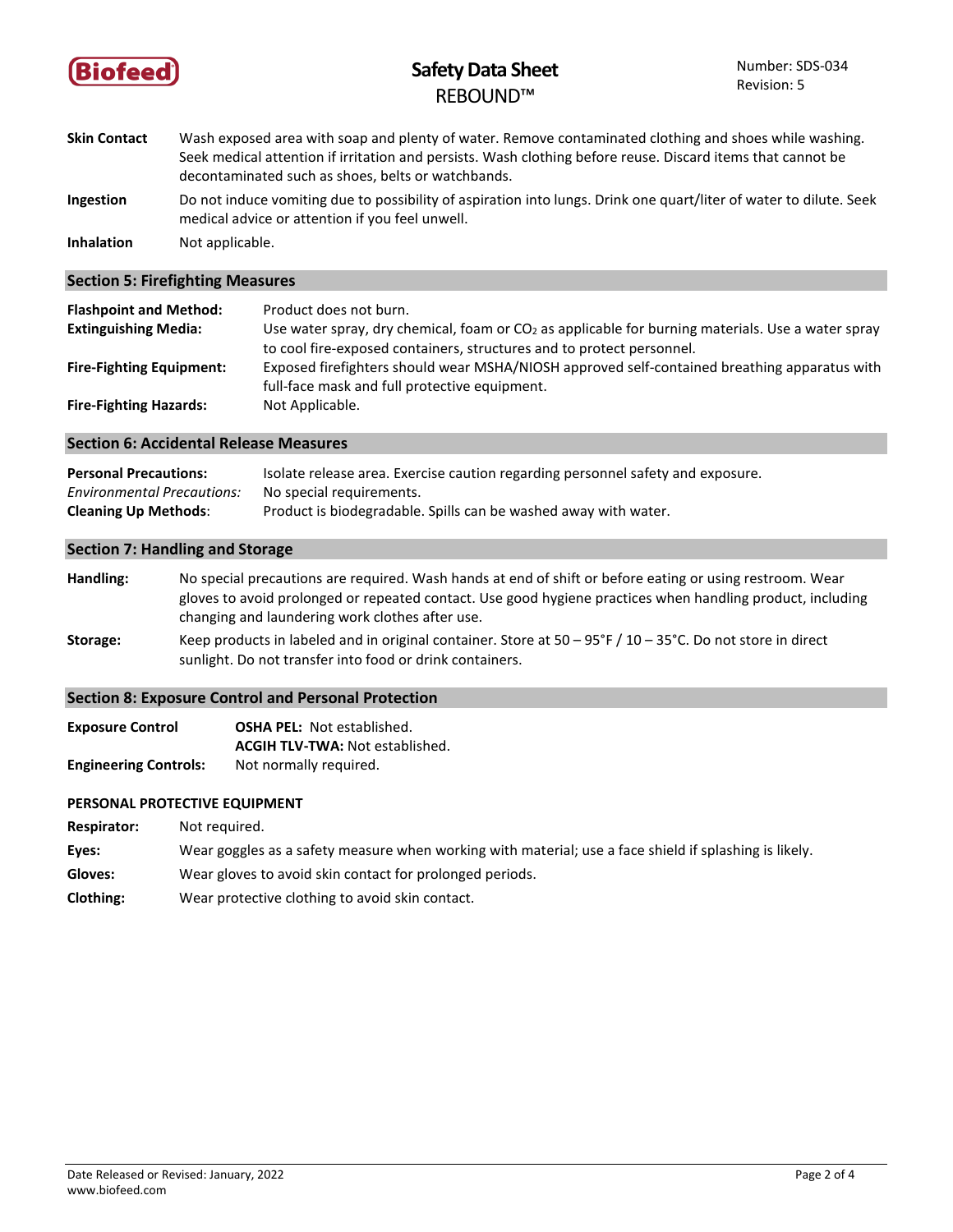**Skin Contact** Wash exposed area with soap and plenty of water. Remove contaminated clothing and shoes while washing. Seek medical attention if irritation and persists. Wash clothing before reuse. Discard items that cannot be decontaminated such as shoes, belts or watchbands.

**Ingestion** Do not induce vomiting due to possibility of aspiration into lungs. Drink one quart/liter of water to dilute. Seek medical advice or attention if you feel unwell.

**Inhalation** Not applicable.

## Section 5: Firefighting Measures

**Flashpoint and Method:** Product does not burn.

**Extinguishing Media:** Use water spray, dry chemical, foam or $CO_2$ as applicable for burning materials. Use a water spray to cool fire-exposed containers, structures and to protect personnel.

**Fire-Fighting Equipment:** Exposed firefighters should wear MSHA/NIOSH approved self-contained breathing apparatus with full-face mask and full protective equipment.

**Fire-Fighting Hazards:** Not Applicable.

## Section 6: Accidental Release Measures

**Personal Precautions:** Isolate release area. Exercise caution regarding personnel safety and exposure.

*Environmental Precautions:* No special requirements.

**Cleaning Up Methods**: Product is biodegradable. Spills can be washed away with water.

## Section 7: Handling and Storage

**Handling:** No special precautions are required. Wash hands at end of shift or before eating or using restroom. Wear gloves to avoid prolonged or repeated contact. Use good hygiene practices when handling product, including changing and laundering work clothes after use.

**Storage:** Keep products in labeled and in original container. Store at 50 – 95°F / 10 – 35°C. Do not store in direct sunlight. Do not transfer into food or drink containers.

## Section 8: Exposure Control and Personal Protection

**Exposure Control** **OSHA PEL:** Not established.
**ACGIH TLV-TWA:** Not established.

**Engineering Controls:** Not normally required.

**PERSONAL PROTECTIVE EQUIPMENT**

**Respirator:** Not required.

**Eyes:** Wear goggles as a safety measure when working with material; use a face shield if splashing is likely.

**Gloves:** Wear gloves to avoid skin contact for prolonged periods.

**Clothing:** Wear protective clothing to avoid skin contact.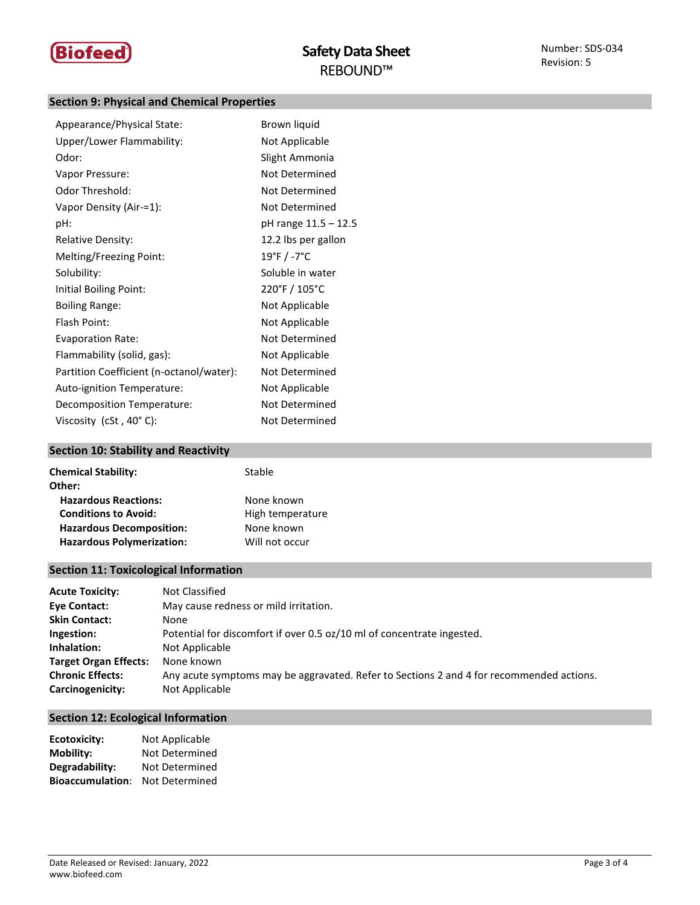## Section 9: Physical and Chemical Properties

| Property | Value |
|---|---|
| Appearance/Physical State: | Brown liquid |
| Upper/Lower Flammability: | Not Applicable |
| Odor: | Slight Ammonia |
| Vapor Pressure: | Not Determined |
| Odor Threshold: | Not Determined |
| Vapor Density (Air-=1): | Not Determined |
| pH: | pH range 11.5 – 12.5 |
| Relative Density: | 12.2 lbs per gallon |
| Melting/Freezing Point: | 19°F / -7°C |
| Solubility: | Soluble in water |
| Initial Boiling Point: | 220°F / 105°C |
| Boiling Range: | Not Applicable |
| Flash Point: | Not Applicable |
| Evaporation Rate: | Not Determined |
| Flammability (solid, gas): | Not Applicable |
| Partition Coefficient (n-octanol/water): | Not Determined |
| Auto-ignition Temperature: | Not Applicable |
| Decomposition Temperature: | Not Determined |
| Viscosity (cSt , 40° C): | Not Determined |

## Section 10: Stability and Reactivity

**Chemical Stability:** Stable

**Other:**

- **Hazardous Reactions:** None known
- **Conditions to Avoid:** High temperature
- **Hazardous Decomposition:** None known
- **Hazardous Polymerization:** Will not occur

## Section 11: Toxicological Information

**Acute Toxicity:** Not Classified

**Eye Contact:** May cause redness or mild irritation.

**Skin Contact:** None

**Ingestion:** Potential for discomfort if over 0.5 oz/10 ml of concentrate ingested.

**Inhalation:** Not Applicable

**Target Organ Effects:** None known

**Chronic Effects:** Any acute symptoms may be aggravated. Refer to Sections 2 and 4 for recommended actions.

**Carcinogenicity:** Not Applicable

## Section 12: Ecological Information

**Ecotoxicity:** Not Applicable

**Mobility:** Not Determined

**Degradability:** Not Determined

**Bioaccumulation**: Not Determined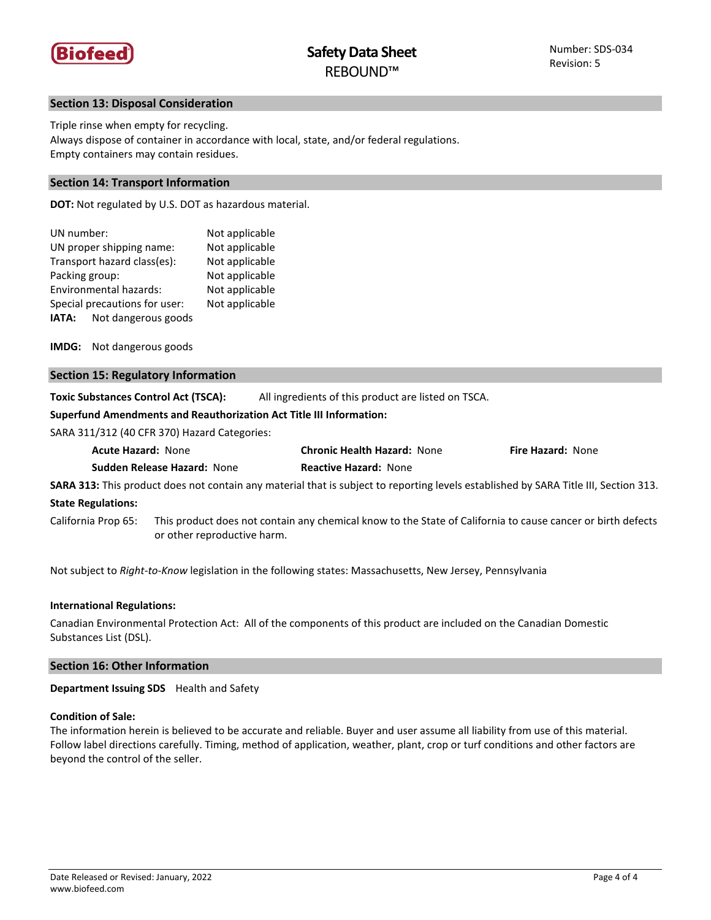## Section 13: Disposal Consideration

Triple rinse when empty for recycling.
Always dispose of container in accordance with local, state, and/or federal regulations.
Empty containers may contain residues.

## Section 14: Transport Information

**DOT:** Not regulated by U.S. DOT as hazardous material.

| | |
|---|---|
| UN number: | Not applicable |
| UN proper shipping name: | Not applicable |
| Transport hazard class(es): | Not applicable |
| Packing group: | Not applicable |
| Environmental hazards: | Not applicable |
| Special precautions for user: | Not applicable |

**IATA:** Not dangerous goods

**IMDG:** Not dangerous goods

## Section 15: Regulatory Information

**Toxic Substances Control Act (TSCA):** All ingredients of this product are listed on TSCA.

**Superfund Amendments and Reauthorization Act Title III Information:**

SARA 311/312 (40 CFR 370) Hazard Categories:

**Acute Hazard:** None **Chronic Health Hazard:** None **Fire Hazard:** None
**Sudden Release Hazard:** None **Reactive Hazard:** None

**SARA 313:** This product does not contain any material that is subject to reporting levels established by SARA Title III, Section 313.

**State Regulations:**

California Prop 65: This product does not contain any chemical know to the State of California to cause cancer or birth defects or other reproductive harm.

Not subject to *Right-to-Know* legislation in the following states: Massachusetts, New Jersey, Pennsylvania

**International Regulations:**

Canadian Environmental Protection Act: All of the components of this product are included on the Canadian Domestic Substances List (DSL).

## Section 16: Other Information

**Department Issuing SDS** Health and Safety

**Condition of Sale:**
The information herein is believed to be accurate and reliable. Buyer and user assume all liability from use of this material. Follow label directions carefully. Timing, method of application, weather, plant, crop or turf conditions and other factors are beyond the control of the seller.

Date Released or Revised: January, 2022
www.biofeed.com